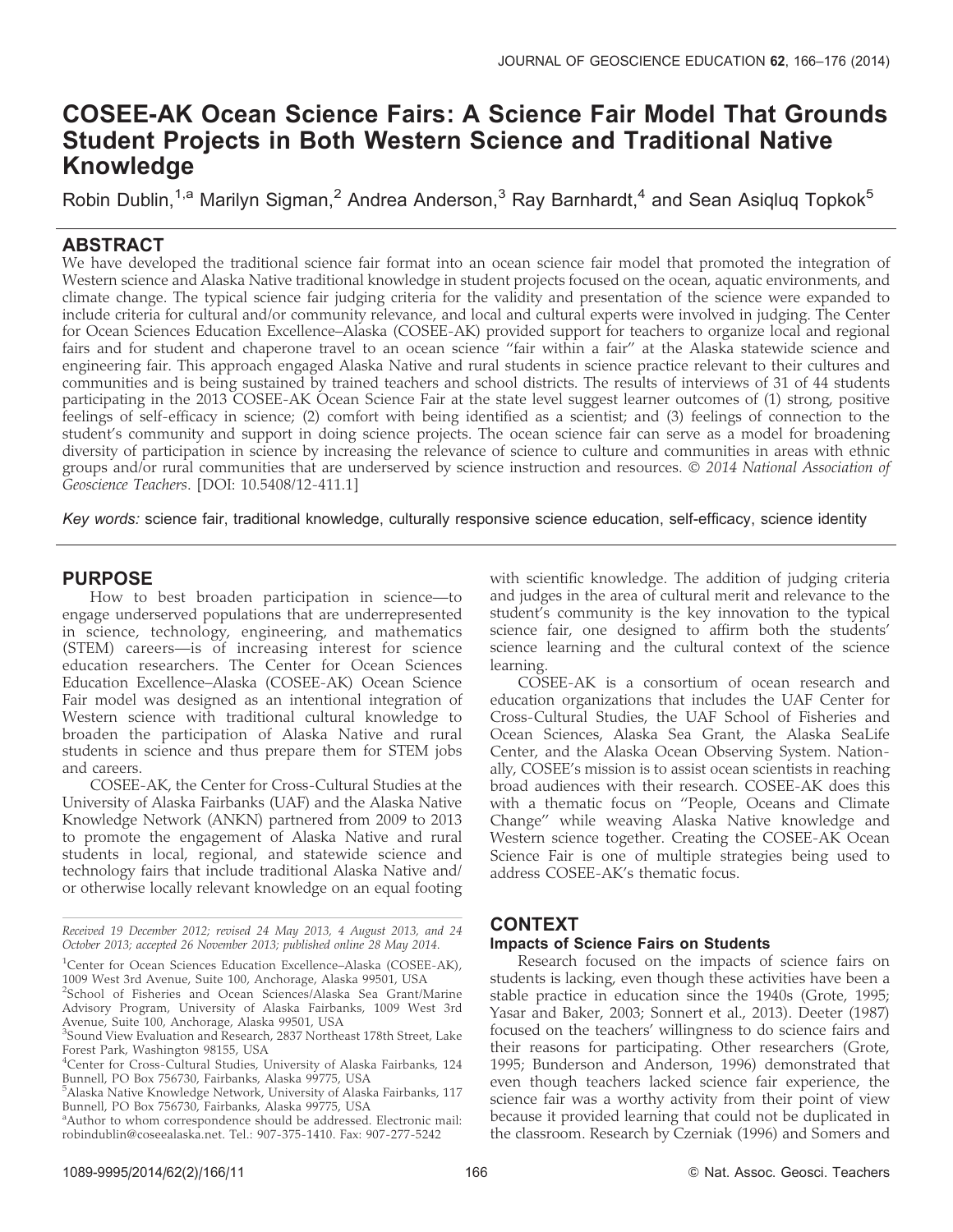# COSEE-AK Ocean Science Fairs: A Science Fair Model That Grounds Student Projects in Both Western Science and Traditional Native Knowledge

Robin Dublin,[1,a] Marilyn Sigman,[2] Andrea Anderson,[3] Ray Barnhardt,[4] and Sean Asiqluq Topkok[5]

## ABSTRACT

We have developed the traditional science fair format into an ocean science fair model that promoted the integration of Western science and Alaska Native traditional knowledge in student projects focused on the ocean, aquatic environments, and climate change. The typical science fair judging criteria for the validity and presentation of the science were expanded to include criteria for cultural and/or community relevance, and local and cultural experts were involved in judging. The Center for Ocean Sciences Education Excellence–Alaska (COSEE-AK) provided support for teachers to organize local and regional fairs and for student and chaperone travel to an ocean science "fair within a fair" at the Alaska statewide science and engineering fair. This approach engaged Alaska Native and rural students in science practice relevant to their cultures and communities and is being sustained by trained teachers and school districts. The results of interviews of 31 of 44 students participating in the 2013 COSEE-AK Ocean Science Fair at the state level suggest learner outcomes of (1) strong, positive feelings of self-efficacy in science; (2) comfort with being identified as a scientist; and (3) feelings of connection to the student's community and support in doing science projects. The ocean science fair can serve as a model for broadening diversity of participation in science by increasing the relevance of science to culture and communities in areas with ethnic groups and/or rural communities that are underserved by science instruction and resources. © 2014 National Association of Geoscience Teachers. [DOI: 10.5408/12-411.1]

*Key words:* science fair, traditional knowledge, culturally responsive science education, self-efficacy, science identity

## PURPOSE

How to best broaden participation in science—to engage underserved populations that are underrepresented in science, technology, engineering, and mathematics (STEM) careers—is of increasing interest for science education researchers. The Center for Ocean Sciences Education Excellence–Alaska (COSEE-AK) Ocean Science Fair model was designed as an intentional integration of Western science with traditional cultural knowledge to broaden the participation of Alaska Native and rural students in science and thus prepare them for STEM jobs and careers.

COSEE-AK, the Center for Cross-Cultural Studies at the University of Alaska Fairbanks (UAF) and the Alaska Native Knowledge Network (ANKN) partnered from 2009 to 2013 to promote the engagement of Alaska Native and rural students in local, regional, and statewide science and technology fairs that include traditional Alaska Native and/or otherwise locally relevant knowledge on an equal footing with scientific knowledge. The addition of judging criteria and judges in the area of cultural merit and relevance to the student's community is the key innovation to the typical science fair, one designed to affirm both the students' science learning and the cultural context of the science learning.

COSEE-AK is a consortium of ocean research and education organizations that includes the UAF Center for Cross-Cultural Studies, the UAF School of Fisheries and Ocean Sciences, Alaska Sea Grant, the Alaska SeaLife Center, and the Alaska Ocean Observing System. Nationally, COSEE's mission is to assist ocean scientists in reaching broad audiences with their research. COSEE-AK does this with a thematic focus on "People, Oceans and Climate Change" while weaving Alaska Native knowledge and Western science together. Creating the COSEE-AK Ocean Science Fair is one of multiple strategies being used to address COSEE-AK's thematic focus.

## CONTEXT

### Impacts of Science Fairs on Students

Research focused on the impacts of science fairs on students is lacking, even though these activities have been a stable practice in education since the 1940s (Grote, 1995; Yasar and Baker, 2003; Sonnert et al., 2013). Deeter (1987) focused on the teachers' willingness to do science fairs and their reasons for participating. Other researchers (Grote, 1995; Bunderson and Anderson, 1996) demonstrated that even though teachers lacked science fair experience, the science fair was a worthy activity from their point of view because it provided learning that could not be duplicated in the classroom. Research by Czerniak (1996) and Somers and

---

*Received 19 December 2012; revised 24 May 2013, 4 August 2013, and 24 October 2013; accepted 26 November 2013; published online 28 May 2014.*

[1]Center for Ocean Sciences Education Excellence–Alaska (COSEE-AK), 1009 West 3rd Avenue, Suite 100, Anchorage, Alaska 99501, USA

[2]School of Fisheries and Ocean Sciences/Alaska Sea Grant/Marine Advisory Program, University of Alaska Fairbanks, 1009 West 3rd Avenue, Suite 100, Anchorage, Alaska 99501, USA

[3]Sound View Evaluation and Research, 2837 Northeast 178th Street, Lake Forest Park, Washington 98155, USA

[4]Center for Cross-Cultural Studies, University of Alaska Fairbanks, 124 Bunnell, PO Box 756730, Fairbanks, Alaska 99775, USA

[5]Alaska Native Knowledge Network, University of Alaska Fairbanks, 117 Bunnell, PO Box 756730, Fairbanks, Alaska 99775, USA

[a]Author to whom correspondence should be addressed. Electronic mail: robindublin@coseealaska.net. Tel.: 907-375-1410. Fax: 907-277-5242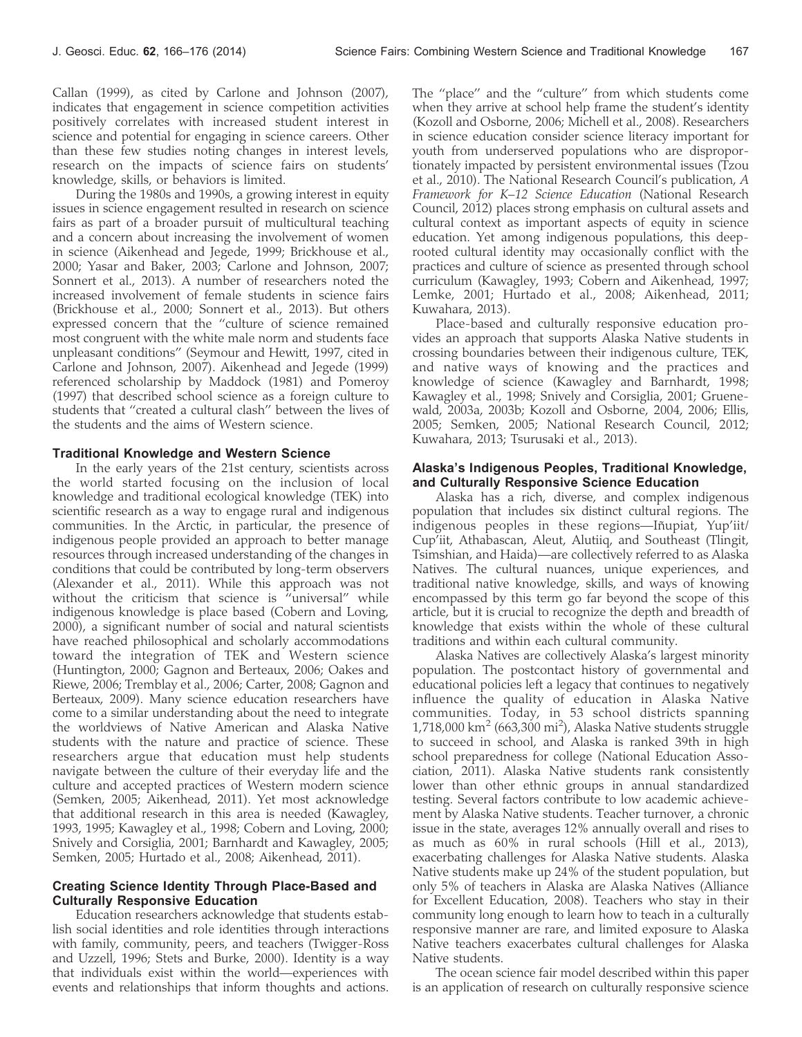Callan (1999), as cited by Carlone and Johnson (2007), indicates that engagement in science competition activities positively correlates with increased student interest in science and potential for engaging in science careers. Other than these few studies noting changes in interest levels, research on the impacts of science fairs on students' knowledge, skills, or behaviors is limited.

During the 1980s and 1990s, a growing interest in equity issues in science engagement resulted in research on science fairs as part of a broader pursuit of multicultural teaching and a concern about increasing the involvement of women in science (Aikenhead and Jegede, 1999; Brickhouse et al., 2000; Yasar and Baker, 2003; Carlone and Johnson, 2007; Sonnert et al., 2013). A number of researchers noted the increased involvement of female students in science fairs (Brickhouse et al., 2000; Sonnert et al., 2013). But others expressed concern that the ''culture of science remained most congruent with the white male norm and students face unpleasant conditions'' (Seymour and Hewitt, 1997, cited in Carlone and Johnson, 2007). Aikenhead and Jegede (1999) referenced scholarship by Maddock (1981) and Pomeroy (1997) that described school science as a foreign culture to students that ''created a cultural clash'' between the lives of the students and the aims of Western science.

### Traditional Knowledge and Western Science

In the early years of the 21st century, scientists across the world started focusing on the inclusion of local knowledge and traditional ecological knowledge (TEK) into scientific research as a way to engage rural and indigenous communities. In the Arctic, in particular, the presence of indigenous people provided an approach to better manage resources through increased understanding of the changes in conditions that could be contributed by long-term observers (Alexander et al., 2011). While this approach was not without the criticism that science is ''universal'' while indigenous knowledge is place based (Cobern and Loving, 2000), a significant number of social and natural scientists have reached philosophical and scholarly accommodations toward the integration of TEK and Western science (Huntington, 2000; Gagnon and Berteaux, 2006; Oakes and Riewe, 2006; Tremblay et al., 2006; Carter, 2008; Gagnon and Berteaux, 2009). Many science education researchers have come to a similar understanding about the need to integrate the worldviews of Native American and Alaska Native students with the nature and practice of science. These researchers argue that education must help students navigate between the culture of their everyday life and the culture and accepted practices of Western modern science (Semken, 2005; Aikenhead, 2011). Yet most acknowledge that additional research in this area is needed (Kawagley, 1993, 1995; Kawagley et al., 1998; Cobern and Loving, 2000; Snively and Corsiglia, 2001; Barnhardt and Kawagley, 2005; Semken, 2005; Hurtado et al., 2008; Aikenhead, 2011).

### Creating Science Identity Through Place-Based and Culturally Responsive Education

Education researchers acknowledge that students establish social identities and role identities through interactions with family, community, peers, and teachers (Twigger-Ross and Uzzell, 1996; Stets and Burke, 2000). Identity is a way that individuals exist within the world—experiences with events and relationships that inform thoughts and actions. The ''place'' and the ''culture'' from which students come when they arrive at school help frame the student's identity (Kozoll and Osborne, 2006; Michell et al., 2008). Researchers in science education consider science literacy important for youth from underserved populations who are disproportionately impacted by persistent environmental issues (Tzou et al., 2010). The National Research Council's publication, *A Framework for K–12 Science Education* (National Research Council, 2012) places strong emphasis on cultural assets and cultural context as important aspects of equity in science education. Yet among indigenous populations, this deep-rooted cultural identity may occasionally conflict with the practices and culture of science as presented through school curriculum (Kawagley, 1993; Cobern and Aikenhead, 1997; Lemke, 2001; Hurtado et al., 2008; Aikenhead, 2011; Kuwahara, 2013).

Place-based and culturally responsive education provides an approach that supports Alaska Native students in crossing boundaries between their indigenous culture, TEK, and native ways of knowing and the practices and knowledge of science (Kawagley and Barnhardt, 1998; Kawagley et al., 1998; Snively and Corsiglia, 2001; Gruenewald, 2003a, 2003b; Kozoll and Osborne, 2004, 2006; Ellis, 2005; Semken, 2005; National Research Council, 2012; Kuwahara, 2013; Tsurusaki et al., 2013).

### Alaska's Indigenous Peoples, Traditional Knowledge, and Culturally Responsive Science Education

Alaska has a rich, diverse, and complex indigenous population that includes six distinct cultural regions. The indigenous peoples in these regions—Iñupiat, Yup'iit/Cup'iit, Athabascan, Aleut, Alutiiq, and Southeast (Tlingit, Tsimshian, and Haida)—are collectively referred to as Alaska Natives. The cultural nuances, unique experiences, and traditional native knowledge, skills, and ways of knowing encompassed by this term go far beyond the scope of this article, but it is crucial to recognize the depth and breadth of knowledge that exists within the whole of these cultural traditions and within each cultural community.

Alaska Natives are collectively Alaska's largest minority population. The postcontact history of governmental and educational policies left a legacy that continues to negatively influence the quality of education in Alaska Native communities. Today, in 53 school districts spanning 1,718,000 $km^2$ (663,300 $mi^2$), Alaska Native students struggle to succeed in school, and Alaska is ranked 39th in high school preparedness for college (National Education Association, 2011). Alaska Native students rank consistently lower than other ethnic groups in annual standardized testing. Several factors contribute to low academic achievement by Alaska Native students. Teacher turnover, a chronic issue in the state, averages 12% annually overall and rises to as much as 60% in rural schools (Hill et al., 2013), exacerbating challenges for Alaska Native students. Alaska Native students make up 24% of the student population, but only 5% of teachers in Alaska are Alaska Natives (Alliance for Excellent Education, 2008). Teachers who stay in their community long enough to learn how to teach in a culturally responsive manner are rare, and limited exposure to Alaska Native teachers exacerbates cultural challenges for Alaska Native students.

The ocean science fair model described within this paper is an application of research on culturally responsive science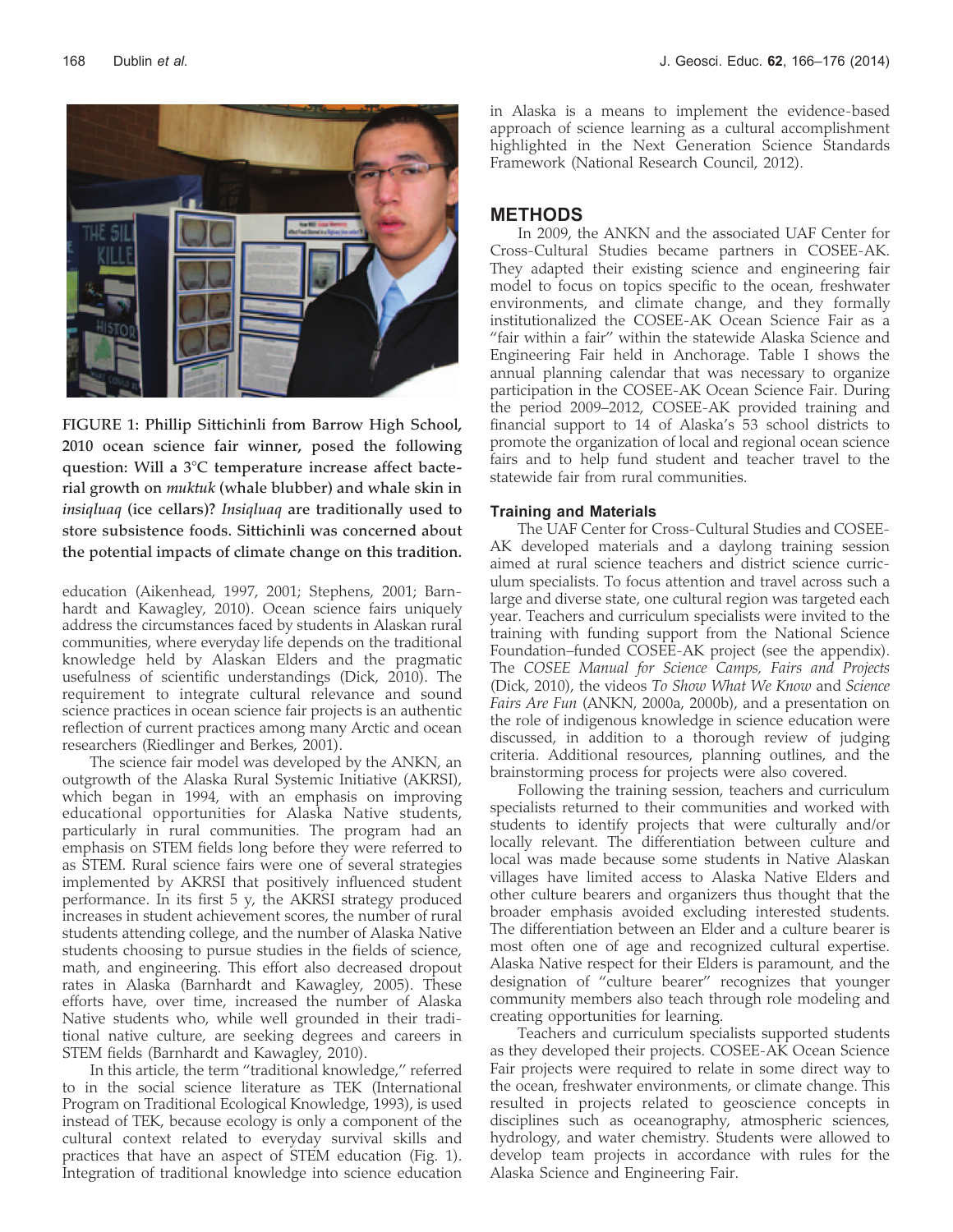FIGURE 1: Phillip Sittichinli from Barrow High School, 2010 ocean science fair winner, posed the following question: Will a 3°C temperature increase affect bacterial growth on *muktuk* (whale blubber) and whale skin in *insiqluaq* (ice cellars)? *Insiqluaq* are traditionally used to store subsistence foods. Sittichinli was concerned about the potential impacts of climate change on this tradition.

education (Aikenhead, 1997, 2001; Stephens, 2001; Barnhardt and Kawagley, 2010). Ocean science fairs uniquely address the circumstances faced by students in Alaskan rural communities, where everyday life depends on the traditional knowledge held by Alaskan Elders and the pragmatic usefulness of scientific understandings (Dick, 2010). The requirement to integrate cultural relevance and sound science practices in ocean science fair projects is an authentic reflection of current practices among many Arctic and ocean researchers (Riedlinger and Berkes, 2001).

The science fair model was developed by the ANKN, an outgrowth of the Alaska Rural Systemic Initiative (AKRSI), which began in 1994, with an emphasis on improving educational opportunities for Alaska Native students, particularly in rural communities. The program had an emphasis on STEM fields long before they were referred to as STEM. Rural science fairs were one of several strategies implemented by AKRSI that positively influenced student performance. In its first 5 y, the AKRSI strategy produced increases in student achievement scores, the number of rural students attending college, and the number of Alaska Native students choosing to pursue studies in the fields of science, math, and engineering. This effort also decreased dropout rates in Alaska (Barnhardt and Kawagley, 2005). These efforts have, over time, increased the number of Alaska Native students who, while well grounded in their traditional native culture, are seeking degrees and careers in STEM fields (Barnhardt and Kawagley, 2010).

In this article, the term "traditional knowledge," referred to in the social science literature as TEK (International Program on Traditional Ecological Knowledge, 1993), is used instead of TEK, because ecology is only a component of the cultural context related to everyday survival skills and practices that have an aspect of STEM education (Fig. 1). Integration of traditional knowledge into science education in Alaska is a means to implement the evidence-based approach of science learning as a cultural accomplishment highlighted in the Next Generation Science Standards Framework (National Research Council, 2012).

## METHODS

In 2009, the ANKN and the associated UAF Center for Cross-Cultural Studies became partners in COSEE-AK. They adapted their existing science and engineering fair model to focus on topics specific to the ocean, freshwater environments, and climate change, and they formally institutionalized the COSEE-AK Ocean Science Fair as a "fair within a fair" within the statewide Alaska Science and Engineering Fair held in Anchorage. Table I shows the annual planning calendar that was necessary to organize participation in the COSEE-AK Ocean Science Fair. During the period 2009–2012, COSEE-AK provided training and financial support to 14 of Alaska's 53 school districts to promote the organization of local and regional ocean science fairs and to help fund student and teacher travel to the statewide fair from rural communities.

### Training and Materials

The UAF Center for Cross-Cultural Studies and COSEE-AK developed materials and a daylong training session aimed at rural science teachers and district science curriculum specialists. To focus attention and travel across such a large and diverse state, one cultural region was targeted each year. Teachers and curriculum specialists were invited to the training with funding support from the National Science Foundation–funded COSEE-AK project (see the appendix). The *COSEE Manual for Science Camps, Fairs and Projects* (Dick, 2010), the videos *To Show What We Know* and *Science Fairs Are Fun* (ANKN, 2000a, 2000b), and a presentation on the role of indigenous knowledge in science education were discussed, in addition to a thorough review of judging criteria. Additional resources, planning outlines, and the brainstorming process for projects were also covered.

Following the training session, teachers and curriculum specialists returned to their communities and worked with students to identify projects that were culturally and/or locally relevant. The differentiation between culture and local was made because some students in Native Alaskan villages have limited access to Alaska Native Elders and other culture bearers and organizers thus thought that the broader emphasis avoided excluding interested students. The differentiation between an Elder and a culture bearer is most often one of age and recognized cultural expertise. Alaska Native respect for their Elders is paramount, and the designation of "culture bearer" recognizes that younger community members also teach through role modeling and creating opportunities for learning.

Teachers and curriculum specialists supported students as they developed their projects. COSEE-AK Ocean Science Fair projects were required to relate in some direct way to the ocean, freshwater environments, or climate change. This resulted in projects related to geoscience concepts in disciplines such as oceanography, atmospheric sciences, hydrology, and water chemistry. Students were allowed to develop team projects in accordance with rules for the Alaska Science and Engineering Fair.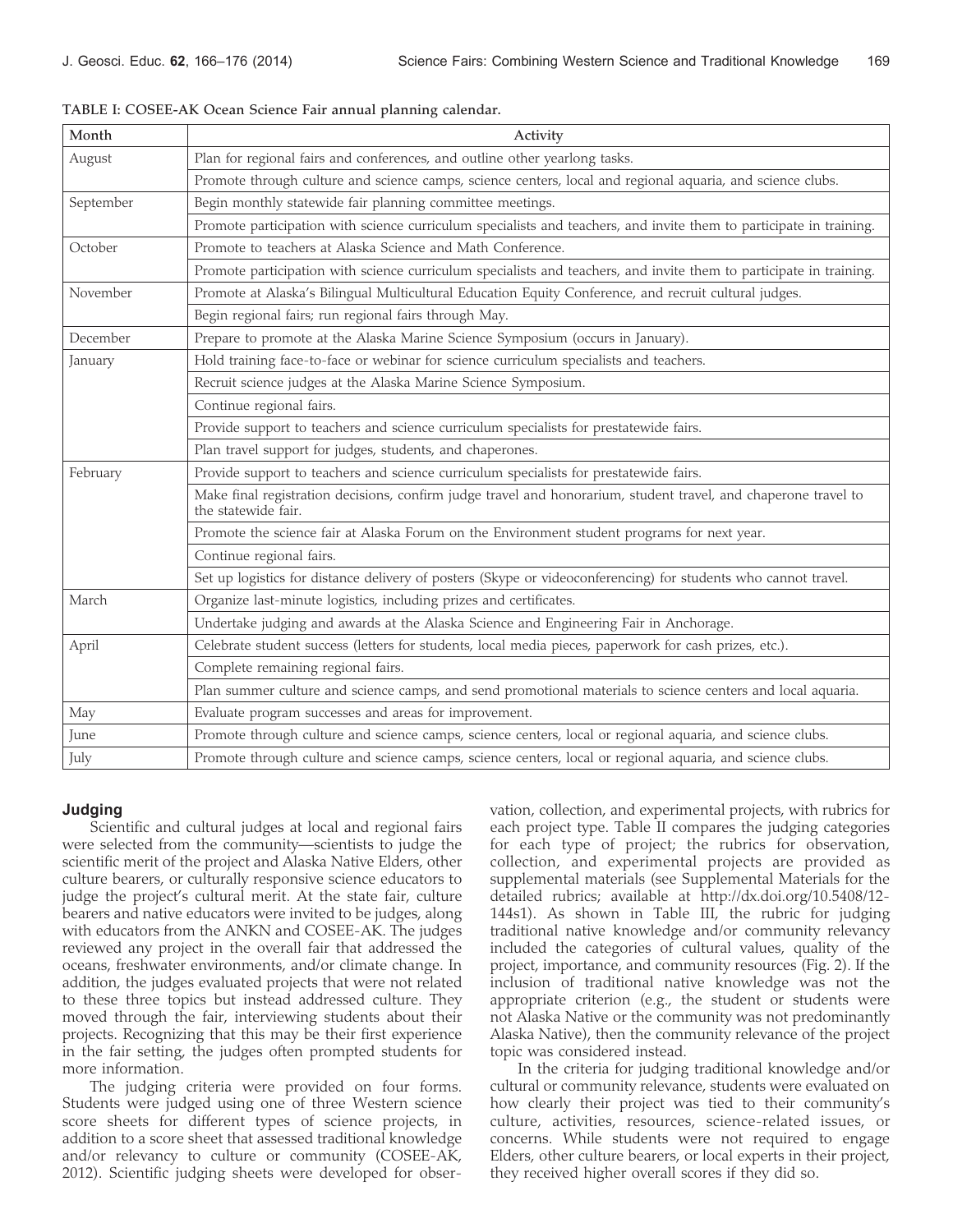TABLE I: COSEE-AK Ocean Science Fair annual planning calendar.

| Month | Activity |
|---|---|
| August | Plan for regional fairs and conferences, and outline other yearlong tasks. |
| | Promote through culture and science camps, science centers, local and regional aquaria, and science clubs. |
| September | Begin monthly statewide fair planning committee meetings. |
| | Promote participation with science curriculum specialists and teachers, and invite them to participate in training. |
| October | Promote to teachers at Alaska Science and Math Conference. |
| | Promote participation with science curriculum specialists and teachers, and invite them to participate in training. |
| November | Promote at Alaska's Bilingual Multicultural Education Equity Conference, and recruit cultural judges. |
| | Begin regional fairs; run regional fairs through May. |
| December | Prepare to promote at the Alaska Marine Science Symposium (occurs in January). |
| January | Hold training face-to-face or webinar for science curriculum specialists and teachers. |
| | Recruit science judges at the Alaska Marine Science Symposium. |
| | Continue regional fairs. |
| | Provide support to teachers and science curriculum specialists for prestatewide fairs. |
| | Plan travel support for judges, students, and chaperones. |
| February | Provide support to teachers and science curriculum specialists for prestatewide fairs. |
| | Make final registration decisions, confirm judge travel and honorarium, student travel, and chaperone travel to the statewide fair. |
| | Promote the science fair at Alaska Forum on the Environment student programs for next year. |
| | Continue regional fairs. |
| | Set up logistics for distance delivery of posters (Skype or videoconferencing) for students who cannot travel. |
| March | Organize last-minute logistics, including prizes and certificates. |
| | Undertake judging and awards at the Alaska Science and Engineering Fair in Anchorage. |
| April | Celebrate student success (letters for students, local media pieces, paperwork for cash prizes, etc.). |
| | Complete remaining regional fairs. |
| | Plan summer culture and science camps, and send promotional materials to science centers and local aquaria. |
| May | Evaluate program successes and areas for improvement. |
| June | Promote through culture and science camps, science centers, local or regional aquaria, and science clubs. |
| July | Promote through culture and science camps, science centers, local or regional aquaria, and science clubs. |

### Judging

Scientific and cultural judges at local and regional fairs were selected from the community—scientists to judge the scientific merit of the project and Alaska Native Elders, other culture bearers, or culturally responsive science educators to judge the project's cultural merit. At the state fair, culture bearers and native educators were invited to be judges, along with educators from the ANKN and COSEE-AK. The judges reviewed any project in the overall fair that addressed the oceans, freshwater environments, and/or climate change. In addition, the judges evaluated projects that were not related to these three topics but instead addressed culture. They moved through the fair, interviewing students about their projects. Recognizing that this may be their first experience in the fair setting, the judges often prompted students for more information.

The judging criteria were provided on four forms. Students were judged using one of three Western science score sheets for different types of science projects, in addition to a score sheet that assessed traditional knowledge and/or relevancy to culture or community (COSEE-AK, 2012). Scientific judging sheets were developed for observation, collection, and experimental projects, with rubrics for each project type. Table II compares the judging categories for each type of project; the rubrics for observation, collection, and experimental projects are provided as supplemental materials (see Supplemental Materials for the detailed rubrics; available at http://dx.doi.org/10.5408/12-144s1). As shown in Table III, the rubric for judging traditional native knowledge and/or community relevancy included the categories of cultural values, quality of the project, importance, and community resources (Fig. 2). If the inclusion of traditional native knowledge was not the appropriate criterion (e.g., the student or students were not Alaska Native or the community was not predominantly Alaska Native), then the community relevance of the project topic was considered instead.

In the criteria for judging traditional knowledge and/or cultural or community relevance, students were evaluated on how clearly their project was tied to their community's culture, activities, resources, science-related issues, or concerns. While students were not required to engage Elders, other culture bearers, or local experts in their project, they received higher overall scores if they did so.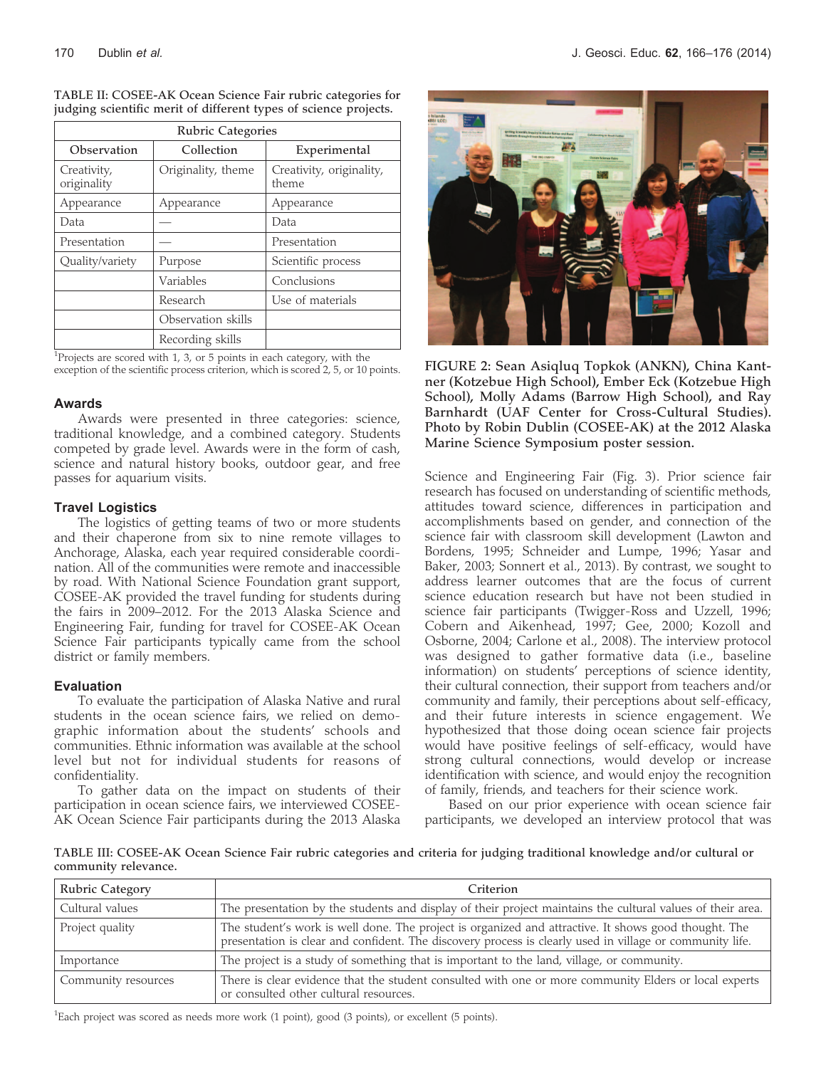TABLE II: COSEE-AK Ocean Science Fair rubric categories for judging scientific merit of different types of science projects.

| Rubric Categories | | |
|---|---|---|
| Observation | Collection | Experimental |
| Creativity, originality | Originality, theme | Creativity, originality, theme |
| Appearance | Appearance | Appearance |
| Data | — | Data |
| Presentation | — | Presentation |
| Quality/variety | Purpose | Scientific process |
| | Variables | Conclusions |
| | Research | Use of materials |
| | Observation skills | |
| | Recording skills | |

[1]Projects are scored with 1, 3, or 5 points in each category, with the exception of the scientific process criterion, which is scored 2, 5, or 10 points.

### Awards

Awards were presented in three categories: science, traditional knowledge, and a combined category. Students competed by grade level. Awards were in the form of cash, science and natural history books, outdoor gear, and free passes for aquarium visits.

### Travel Logistics

The logistics of getting teams of two or more students and their chaperone from six to nine remote villages to Anchorage, Alaska, each year required considerable coordination. All of the communities were remote and inaccessible by road. With National Science Foundation grant support, COSEE-AK provided the travel funding for students during the fairs in 2009–2012. For the 2013 Alaska Science and Engineering Fair, funding for travel for COSEE-AK Ocean Science Fair participants typically came from the school district or family members.

### Evaluation

To evaluate the participation of Alaska Native and rural students in the ocean science fairs, we relied on demographic information about the students' schools and communities. Ethnic information was available at the school level but not for individual students for reasons of confidentiality.

To gather data on the impact on students of their participation in ocean science fairs, we interviewed COSEE-AK Ocean Science Fair participants during the 2013 Alaska Science and Engineering Fair (Fig. 3). Prior science fair research has focused on understanding of scientific methods, attitudes toward science, differences in participation and accomplishments based on gender, and connection of the science fair with classroom skill development (Lawton and Bordens, 1995; Schneider and Lumpe, 1996; Yasar and Baker, 2003; Sonnert et al., 2013). By contrast, we sought to address learner outcomes that are the focus of current science education research but have not been studied in science fair participants (Twigger-Ross and Uzzell, 1996; Cobern and Aikenhead, 1997; Gee, 2000; Kozoll and Osborne, 2004; Carlone et al., 2008). The interview protocol was designed to gather formative data (i.e., baseline information) on students' perceptions of science identity, their cultural connection, their support from teachers and/or community and family, their perceptions about self-efficacy, and their future interests in science engagement. We hypothesized that those doing ocean science fair projects would have positive feelings of self-efficacy, would have strong cultural connections, would develop or increase identification with science, and would enjoy the recognition of family, friends, and teachers for their science work.

Based on our prior experience with ocean science fair participants, we developed an interview protocol that was

FIGURE 2: Sean Asiqluq Topkok (ANKN), China Kantner (Kotzebue High School), Ember Eck (Kotzebue High School), Molly Adams (Barrow High School), and Ray Barnhardt (UAF Center for Cross-Cultural Studies). Photo by Robin Dublin (COSEE-AK) at the 2012 Alaska Marine Science Symposium poster session.

TABLE III: COSEE-AK Ocean Science Fair rubric categories and criteria for judging traditional knowledge and/or cultural or community relevance.

| Rubric Category | Criterion |
|---|---|
| Cultural values | The presentation by the students and display of their project maintains the cultural values of their area. |
| Project quality | The student's work is well done. The project is organized and attractive. It shows good thought. The presentation is clear and confident. The discovery process is clearly used in village or community life. |
| Importance | The project is a study of something that is important to the land, village, or community. |
| Community resources | There is clear evidence that the student consulted with one or more community Elders or local experts or consulted other cultural resources. |

[1]Each project was scored as needs more work (1 point), good (3 points), or excellent (5 points).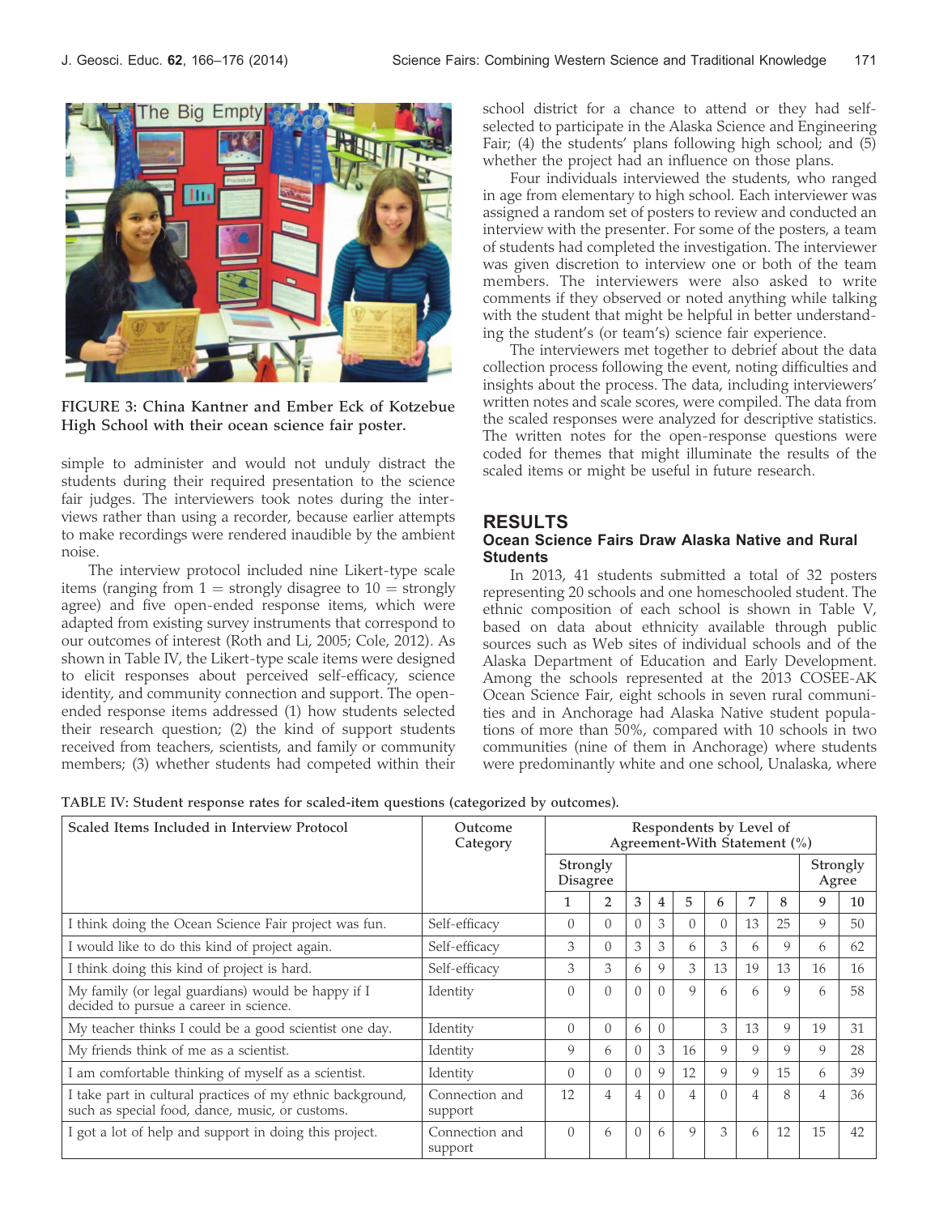FIGURE 3: China Kantner and Ember Eck of Kotzebue High School with their ocean science fair poster.

simple to administer and would not unduly distract the students during their required presentation to the science fair judges. The interviewers took notes during the interviews rather than using a recorder, because earlier attempts to make recordings were rendered inaudible by the ambient noise.

The interview protocol included nine Likert-type scale items (ranging from 1 = strongly disagree to 10 = strongly agree) and five open-ended response items, which were adapted from existing survey instruments that correspond to our outcomes of interest (Roth and Li, 2005; Cole, 2012). As shown in Table IV, the Likert-type scale items were designed to elicit responses about perceived self-efficacy, science identity, and community connection and support. The open-ended response items addressed (1) how students selected their research question; (2) the kind of support students received from teachers, scientists, and family or community members; (3) whether students had competed within their school district for a chance to attend or they had self-selected to participate in the Alaska Science and Engineering Fair; (4) the students' plans following high school; and (5) whether the project had an influence on those plans.

Four individuals interviewed the students, who ranged in age from elementary to high school. Each interviewer was assigned a random set of posters to review and conducted an interview with the presenter. For some of the posters, a team of students had completed the investigation. The interviewer was given discretion to interview one or both of the team members. The interviewers were also asked to write comments if they observed or noted anything while talking with the student that might be helpful in better understanding the student's (or team's) science fair experience.

The interviewers met together to debrief about the data collection process following the event, noting difficulties and insights about the process. The data, including interviewers' written notes and scale scores, were compiled. The data from the scaled responses were analyzed for descriptive statistics. The written notes for the open-response questions were coded for themes that might illuminate the results of the scaled items or might be useful in future research.

## RESULTS

### Ocean Science Fairs Draw Alaska Native and Rural Students

In 2013, 41 students submitted a total of 32 posters representing 20 schools and one homeschooled student. The ethnic composition of each school is shown in Table V, based on data about ethnicity available through public sources such as Web sites of individual schools and of the Alaska Department of Education and Early Development. Among the schools represented at the 2013 COSEE-AK Ocean Science Fair, eight schools in seven rural communities and in Anchorage had Alaska Native student populations of more than 50%, compared with 10 schools in two communities (nine of them in Anchorage) where students were predominantly white and one school, Unalaska, where

TABLE IV: Student response rates for scaled-item questions (categorized by outcomes).

| Scaled Items Included in Interview Protocol | Outcome Category | Respondents by Level of Agreement-With Statement (%) | | | | | | | | | |
|---|---|---|---|---|---|---|---|---|---|---|---|
| | | Strongly Disagree | | | | | | | | Strongly Agree | |
| | | 1 | 2 | 3 | 4 | 5 | 6 | 7 | 8 | 9 | 10 |
| I think doing the Ocean Science Fair project was fun. | Self-efficacy | 0 | 0 | 0 | 3 | 0 | 0 | 13 | 25 | 9 | 50 |
| I would like to do this kind of project again. | Self-efficacy | 3 | 0 | 3 | 3 | 6 | 3 | 6 | 9 | 6 | 62 |
| I think doing this kind of project is hard. | Self-efficacy | 3 | 3 | 6 | 9 | 3 | 13 | 19 | 13 | 16 | 16 |
| My family (or legal guardians) would be happy if I decided to pursue a career in science. | Identity | 0 | 0 | 0 | 0 | 9 | 6 | 6 | 9 | 6 | 58 |
| My teacher thinks I could be a good scientist one day. | Identity | 0 | 0 | 6 | 0 | | 3 | 13 | 9 | 19 | 31 |
| My friends think of me as a scientist. | Identity | 9 | 6 | 0 | 3 | 16 | 9 | 9 | 9 | 9 | 28 |
| I am comfortable thinking of myself as a scientist. | Identity | 0 | 0 | 0 | 9 | 12 | 9 | 9 | 15 | 6 | 39 |
| I take part in cultural practices of my ethnic background, such as special food, dance, music, or customs. | Connection and support | 12 | 4 | 4 | 0 | 4 | 0 | 4 | 8 | 4 | 36 |
| I got a lot of help and support in doing this project. | Connection and support | 0 | 6 | 0 | 6 | 9 | 3 | 6 | 12 | 15 | 42 |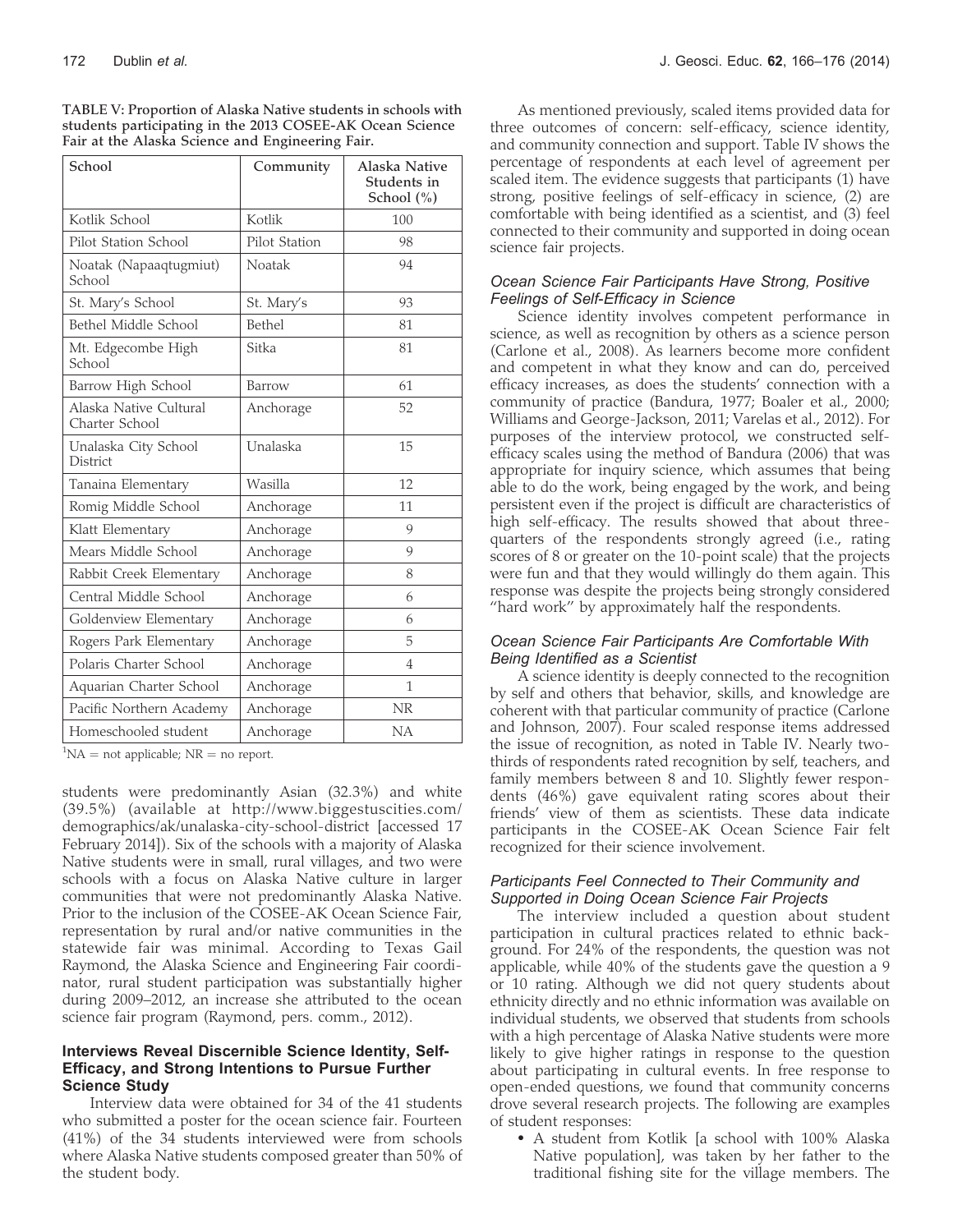TABLE V: Proportion of Alaska Native students in schools with students participating in the 2013 COSEE-AK Ocean Science Fair at the Alaska Science and Engineering Fair.

| School | Community | Alaska Native Students in School (%) |
| --- | --- | --- |
| Kotlik School | Kotlik | 100 |
| Pilot Station School | Pilot Station | 98 |
| Noatak (Napaaqtugmiut) School | Noatak | 94 |
| St. Mary's School | St. Mary's | 93 |
| Bethel Middle School | Bethel | 81 |
| Mt. Edgecombe High School | Sitka | 81 |
| Barrow High School | Barrow | 61 |
| Alaska Native Cultural Charter School | Anchorage | 52 |
| Unalaska City School District | Unalaska | 15 |
| Tanaina Elementary | Wasilla | 12 |
| Romig Middle School | Anchorage | 11 |
| Klatt Elementary | Anchorage | 9 |
| Mears Middle School | Anchorage | 9 |
| Rabbit Creek Elementary | Anchorage | 8 |
| Central Middle School | Anchorage | 6 |
| Goldenview Elementary | Anchorage | 6 |
| Rogers Park Elementary | Anchorage | 5 |
| Polaris Charter School | Anchorage | 4 |
| Aquarian Charter School | Anchorage | 1 |
| Pacific Northern Academy | Anchorage | NR |
| Homeschooled student | Anchorage | NA |

[1]NA = not applicable; NR = no report.

students were predominantly Asian (32.3%) and white (39.5%) (available at http://www.biggestuscities.com/demographics/ak/unalaska-city-school-district [accessed 17 February 2014]). Six of the schools with a majority of Alaska Native students were in small, rural villages, and two were schools with a focus on Alaska Native culture in larger communities that were not predominantly Alaska Native. Prior to the inclusion of the COSEE-AK Ocean Science Fair, representation by rural and/or native communities in the statewide fair was minimal. According to Texas Gail Raymond, the Alaska Science and Engineering Fair coordinator, rural student participation was substantially higher during 2009–2012, an increase she attributed to the ocean science fair program (Raymond, pers. comm., 2012).

### Interviews Reveal Discernible Science Identity, Self-Efficacy, and Strong Intentions to Pursue Further Science Study

Interview data were obtained for 34 of the 41 students who submitted a poster for the ocean science fair. Fourteen (41%) of the 34 students interviewed were from schools where Alaska Native students composed greater than 50% of the student body.

As mentioned previously, scaled items provided data for three outcomes of concern: self-efficacy, science identity, and community connection and support. Table IV shows the percentage of respondents at each level of agreement per scaled item. The evidence suggests that participants (1) have strong, positive feelings of self-efficacy in science, (2) are comfortable with being identified as a scientist, and (3) feel connected to their community and supported in doing ocean science fair projects.

#### *Ocean Science Fair Participants Have Strong, Positive Feelings of Self-Efficacy in Science*

Science identity involves competent performance in science, as well as recognition by others as a science person (Carlone et al., 2008). As learners become more confident and competent in what they know and can do, perceived efficacy increases, as does the students' connection with a community of practice (Bandura, 1977; Boaler et al., 2000; Williams and George-Jackson, 2011; Varelas et al., 2012). For purposes of the interview protocol, we constructed self-efficacy scales using the method of Bandura (2006) that was appropriate for inquiry science, which assumes that being able to do the work, being engaged by the work, and being persistent even if the project is difficult are characteristics of high self-efficacy. The results showed that about three-quarters of the respondents strongly agreed (i.e., rating scores of 8 or greater on the 10-point scale) that the projects were fun and that they would willingly do them again. This response was despite the projects being strongly considered "hard work" by approximately half the respondents.

#### *Ocean Science Fair Participants Are Comfortable With Being Identified as a Scientist*

A science identity is deeply connected to the recognition by self and others that behavior, skills, and knowledge are coherent with that particular community of practice (Carlone and Johnson, 2007). Four scaled response items addressed the issue of recognition, as noted in Table IV. Nearly two-thirds of respondents rated recognition by self, teachers, and family members between 8 and 10. Slightly fewer respondents (46%) gave equivalent rating scores about their friends' view of them as scientists. These data indicate participants in the COSEE-AK Ocean Science Fair felt recognized for their science involvement.

#### *Participants Feel Connected to Their Community and Supported in Doing Ocean Science Fair Projects*

The interview included a question about student participation in cultural practices related to ethnic background. For 24% of the respondents, the question was not applicable, while 40% of the students gave the question a 9 or 10 rating. Although we did not query students about ethnicity directly and no ethnic information was available on individual students, we observed that students from schools with a high percentage of Alaska Native students were more likely to give higher ratings in response to the question about participating in cultural events. In free response to open-ended questions, we found that community concerns drove several research projects. The following are examples of student responses:

- A student from Kotlik [a school with 100% Alaska Native population], was taken by her father to the traditional fishing site for the village members. The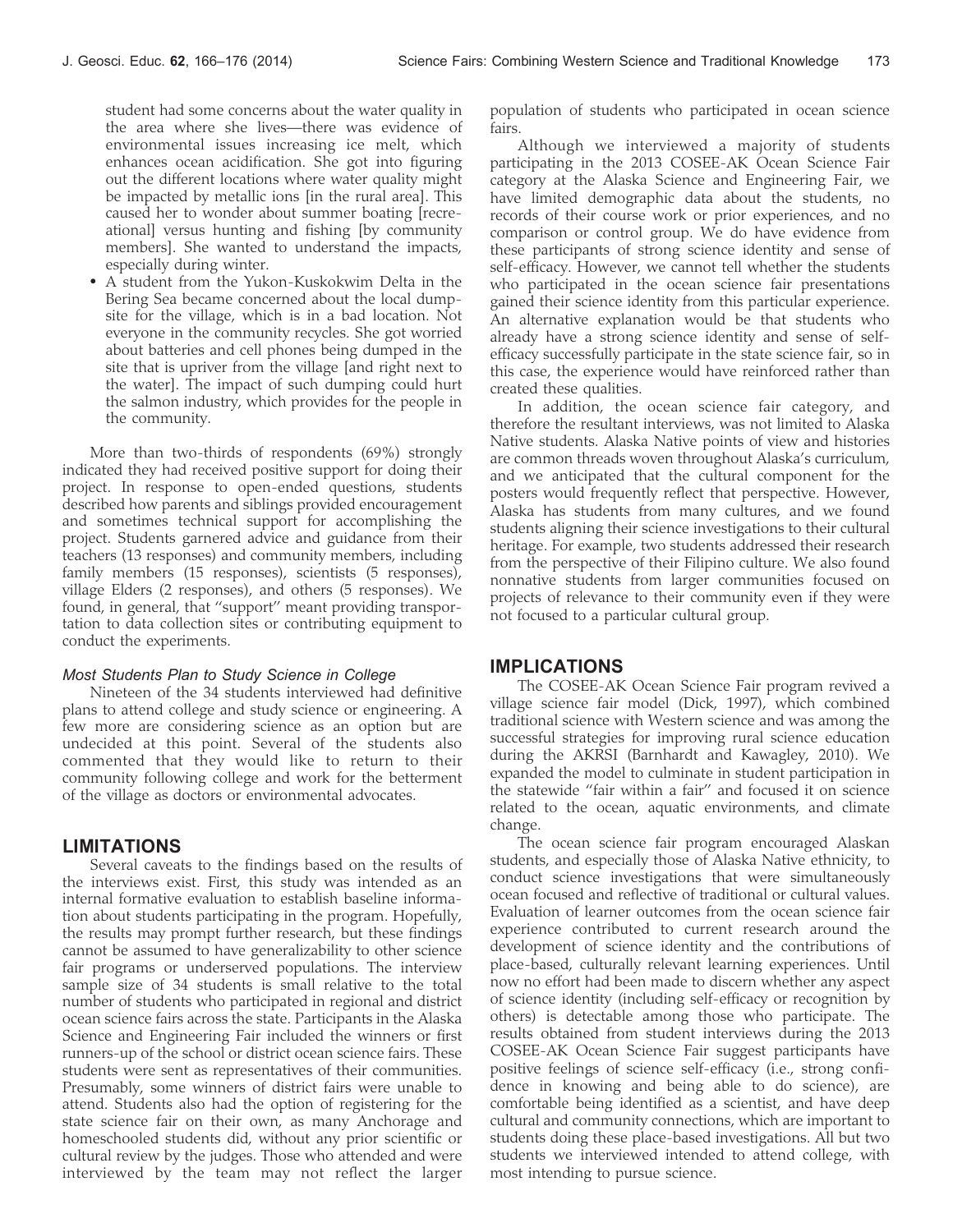student had some concerns about the water quality in the area where she lives—there was evidence of environmental issues increasing ice melt, which enhances ocean acidification. She got into figuring out the different locations where water quality might be impacted by metallic ions [in the rural area]. This caused her to wonder about summer boating [recreational] versus hunting and fishing [by community members]. She wanted to understand the impacts, especially during winter.

- A student from the Yukon-Kuskokwim Delta in the Bering Sea became concerned about the local dumpsite for the village, which is in a bad location. Not everyone in the community recycles. She got worried about batteries and cell phones being dumped in the site that is upriver from the village [and right next to the water]. The impact of such dumping could hurt the salmon industry, which provides for the people in the community.

More than two-thirds of respondents (69%) strongly indicated they had received positive support for doing their project. In response to open-ended questions, students described how parents and siblings provided encouragement and sometimes technical support for accomplishing the project. Students garnered advice and guidance from their teachers (13 responses) and community members, including family members (15 responses), scientists (5 responses), village Elders (2 responses), and others (5 responses). We found, in general, that "support" meant providing transportation to data collection sites or contributing equipment to conduct the experiments.

### *Most Students Plan to Study Science in College*

Nineteen of the 34 students interviewed had definitive plans to attend college and study science or engineering. A few more are considering science as an option but are undecided at this point. Several of the students also commented that they would like to return to their community following college and work for the betterment of the village as doctors or environmental advocates.

## LIMITATIONS

Several caveats to the findings based on the results of the interviews exist. First, this study was intended as an internal formative evaluation to establish baseline information about students participating in the program. Hopefully, the results may prompt further research, but these findings cannot be assumed to have generalizability to other science fair programs or underserved populations. The interview sample size of 34 students is small relative to the total number of students who participated in regional and district ocean science fairs across the state. Participants in the Alaska Science and Engineering Fair included the winners or first runners-up of the school or district ocean science fairs. These students were sent as representatives of their communities. Presumably, some winners of district fairs were unable to attend. Students also had the option of registering for the state science fair on their own, as many Anchorage and homeschooled students did, without any prior scientific or cultural review by the judges. Those who attended and were interviewed by the team may not reflect the larger population of students who participated in ocean science fairs.

Although we interviewed a majority of students participating in the 2013 COSEE-AK Ocean Science Fair category at the Alaska Science and Engineering Fair, we have limited demographic data about the students, no records of their course work or prior experiences, and no comparison or control group. We do have evidence from these participants of strong science identity and sense of self-efficacy. However, we cannot tell whether the students who participated in the ocean science fair presentations gained their science identity from this particular experience. An alternative explanation would be that students who already have a strong science identity and sense of self-efficacy successfully participate in the state science fair, so in this case, the experience would have reinforced rather than created these qualities.

In addition, the ocean science fair category, and therefore the resultant interviews, was not limited to Alaska Native students. Alaska Native points of view and histories are common threads woven throughout Alaska's curriculum, and we anticipated that the cultural component for the posters would frequently reflect that perspective. However, Alaska has students from many cultures, and we found students aligning their science investigations to their cultural heritage. For example, two students addressed their research from the perspective of their Filipino culture. We also found nonnative students from larger communities focused on projects of relevance to their community even if they were not focused to a particular cultural group.

## IMPLICATIONS

The COSEE-AK Ocean Science Fair program revived a village science fair model (Dick, 1997), which combined traditional science with Western science and was among the successful strategies for improving rural science education during the AKRSI (Barnhardt and Kawagley, 2010). We expanded the model to culminate in student participation in the statewide "fair within a fair" and focused it on science related to the ocean, aquatic environments, and climate change.

The ocean science fair program encouraged Alaskan students, and especially those of Alaska Native ethnicity, to conduct science investigations that were simultaneously ocean focused and reflective of traditional or cultural values. Evaluation of learner outcomes from the ocean science fair experience contributed to current research around the development of science identity and the contributions of place-based, culturally relevant learning experiences. Until now no effort had been made to discern whether any aspect of science identity (including self-efficacy or recognition by others) is detectable among those who participate. The results obtained from student interviews during the 2013 COSEE-AK Ocean Science Fair suggest participants have positive feelings of science self-efficacy (i.e., strong confidence in knowing and being able to do science), are comfortable being identified as a scientist, and have deep cultural and community connections, which are important to students doing these place-based investigations. All but two students we interviewed intended to attend college, with most intending to pursue science.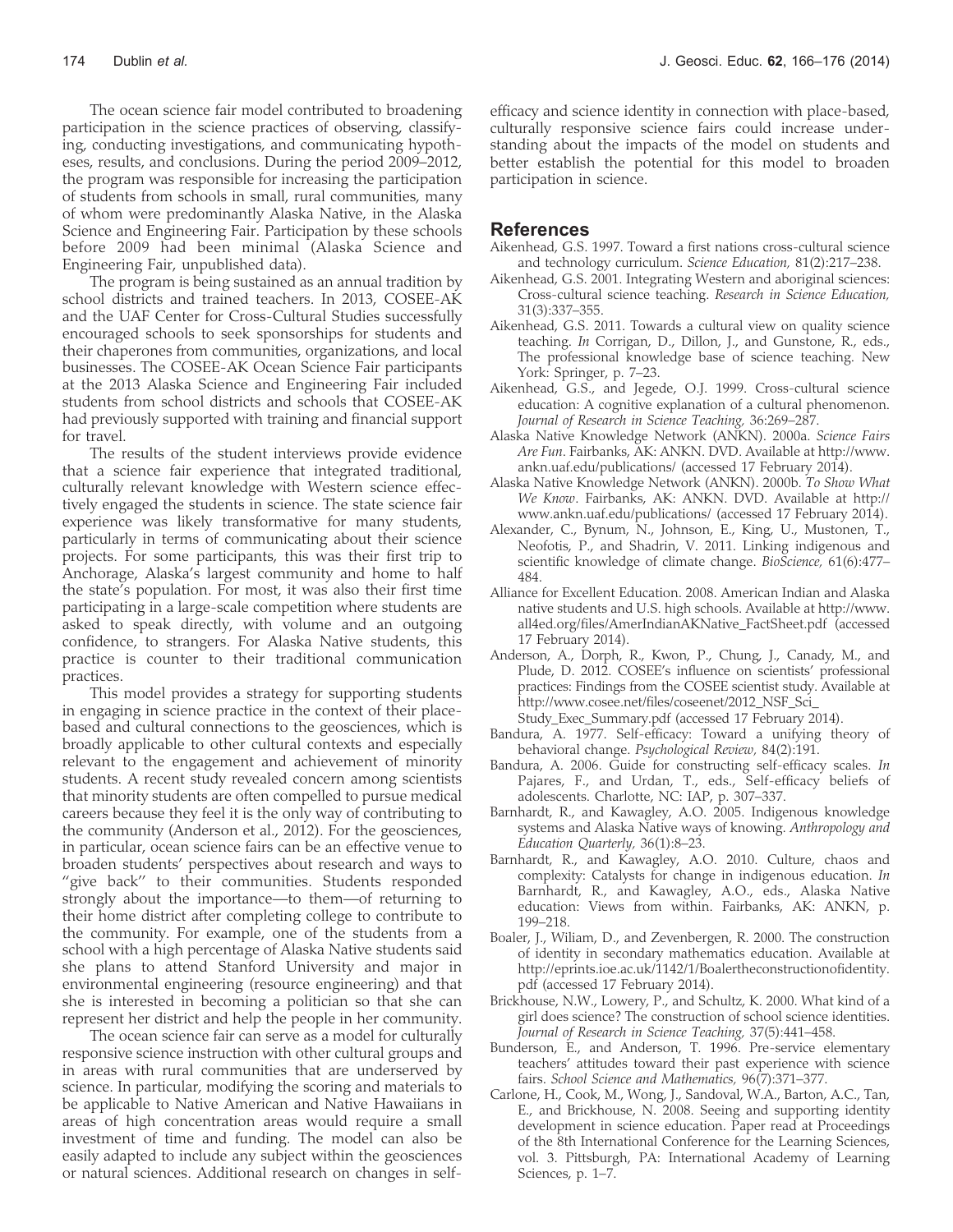The ocean science fair model contributed to broadening participation in the science practices of observing, classifying, conducting investigations, and communicating hypotheses, results, and conclusions. During the period 2009–2012, the program was responsible for increasing the participation of students from schools in small, rural communities, many of whom were predominantly Alaska Native, in the Alaska Science and Engineering Fair. Participation by these schools before 2009 had been minimal (Alaska Science and Engineering Fair, unpublished data).

The program is being sustained as an annual tradition by school districts and trained teachers. In 2013, COSEE-AK and the UAF Center for Cross-Cultural Studies successfully encouraged schools to seek sponsorships for students and their chaperones from communities, organizations, and local businesses. The COSEE-AK Ocean Science Fair participants at the 2013 Alaska Science and Engineering Fair included students from school districts and schools that COSEE-AK had previously supported with training and financial support for travel.

The results of the student interviews provide evidence that a science fair experience that integrated traditional, culturally relevant knowledge with Western science effectively engaged the students in science. The state science fair experience was likely transformative for many students, particularly in terms of communicating about their science projects. For some participants, this was their first trip to Anchorage, Alaska's largest community and home to half the state's population. For most, it was also their first time participating in a large-scale competition where students are asked to speak directly, with volume and an outgoing confidence, to strangers. For Alaska Native students, this practice is counter to their traditional communication practices.

This model provides a strategy for supporting students in engaging in science practice in the context of their place-based and cultural connections to the geosciences, which is broadly applicable to other cultural contexts and especially relevant to the engagement and achievement of minority students. A recent study revealed concern among scientists that minority students are often compelled to pursue medical careers because they feel it is the only way of contributing to the community (Anderson et al., 2012). For the geosciences, in particular, ocean science fairs can be an effective venue to broaden students' perspectives about research and ways to "give back" to their communities. Students responded strongly about the importance—to them—of returning to their home district after completing college to contribute to the community. For example, one of the students from a school with a high percentage of Alaska Native students said she plans to attend Stanford University and major in environmental engineering (resource engineering) and that she is interested in becoming a politician so that she can represent her district and help the people in her community.

The ocean science fair can serve as a model for culturally responsive science instruction with other cultural groups and in areas with rural communities that are underserved by science. In particular, modifying the scoring and materials to be applicable to Native American and Native Hawaiians in areas of high concentration areas would require a small investment of time and funding. The model can also be easily adapted to include any subject within the geosciences or natural sciences. Additional research on changes in self-efficacy and science identity in connection with place-based, culturally responsive science fairs could increase understanding about the impacts of the model on students and better establish the potential for this model to broaden participation in science.

## References

Aikenhead, G.S. 1997. Toward a first nations cross-cultural science and technology curriculum. *Science Education,* 81(2):217–238.

Aikenhead, G.S. 2001. Integrating Western and aboriginal sciences: Cross-cultural science teaching. *Research in Science Education,* 31(3):337–355.

Aikenhead, G.S. 2011. Towards a cultural view on quality science teaching. *In* Corrigan, D., Dillon, J., and Gunstone, R., eds., The professional knowledge base of science teaching. New York: Springer, p. 7–23.

Aikenhead, G.S., and Jegede, O.J. 1999. Cross-cultural science education: A cognitive explanation of a cultural phenomenon. *Journal of Research in Science Teaching,* 36:269–287.

Alaska Native Knowledge Network (ANKN). 2000a. *Science Fairs Are Fun*. Fairbanks, AK: ANKN. DVD. Available at http://www.ankn.uaf.edu/publications/ (accessed 17 February 2014).

Alaska Native Knowledge Network (ANKN). 2000b. *To Show What We Know*. Fairbanks, AK: ANKN. DVD. Available at http://www.ankn.uaf.edu/publications/ (accessed 17 February 2014).

Alexander, C., Bynum, N., Johnson, E., King, U., Mustonen, T., Neofotis, P., and Shadrin, V. 2011. Linking indigenous and scientific knowledge of climate change. *BioScience,* 61(6):477–484.

Alliance for Excellent Education. 2008. American Indian and Alaska native students and U.S. high schools. Available at http://www.all4ed.org/files/AmerIndianAKNative_FactSheet.pdf (accessed 17 February 2014).

Anderson, A., Dorph, R., Kwon, P., Chung, J., Canady, M., and Plude, D. 2012. COSEE's influence on scientists' professional practices: Findings from the COSEE scientist study. Available at http://www.cosee.net/files/coseenet/2012_NSF_Sci_Study_Exec_Summary.pdf (accessed 17 February 2014).

Bandura, A. 1977. Self-efficacy: Toward a unifying theory of behavioral change. *Psychological Review,* 84(2):191.

Bandura, A. 2006. Guide for constructing self-efficacy scales. *In* Pajares, F., and Urdan, T., eds., Self-efficacy beliefs of adolescents. Charlotte, NC: IAP, p. 307–337.

Barnhardt, R., and Kawagley, A.O. 2005. Indigenous knowledge systems and Alaska Native ways of knowing. *Anthropology and Education Quarterly,* 36(1):8–23.

Barnhardt, R., and Kawagley, A.O. 2010. Culture, chaos and complexity: Catalysts for change in indigenous education. *In* Barnhardt, R., and Kawagley, A.O., eds., Alaska Native education: Views from within. Fairbanks, AK: ANKN, p. 199–218.

Boaler, J., Wiliam, D., and Zevenbergen, R. 2000. The construction of identity in secondary mathematics education. Available at http://eprints.ioe.ac.uk/1142/1/Boalertheconstructionofidentity.pdf (accessed 17 February 2014).

Brickhouse, N.W., Lowery, P., and Schultz, K. 2000. What kind of a girl does science? The construction of school science identities. *Journal of Research in Science Teaching,* 37(5):441–458.

Bunderson, E., and Anderson, T. 1996. Pre-service elementary teachers' attitudes toward their past experience with science fairs. *School Science and Mathematics,* 96(7):371–377.

Carlone, H., Cook, M., Wong, J., Sandoval, W.A., Barton, A.C., Tan, E., and Brickhouse, N. 2008. Seeing and supporting identity development in science education. Paper read at Proceedings of the 8th International Conference for the Learning Sciences, vol. 3. Pittsburgh, PA: International Academy of Learning Sciences, p. 1–7.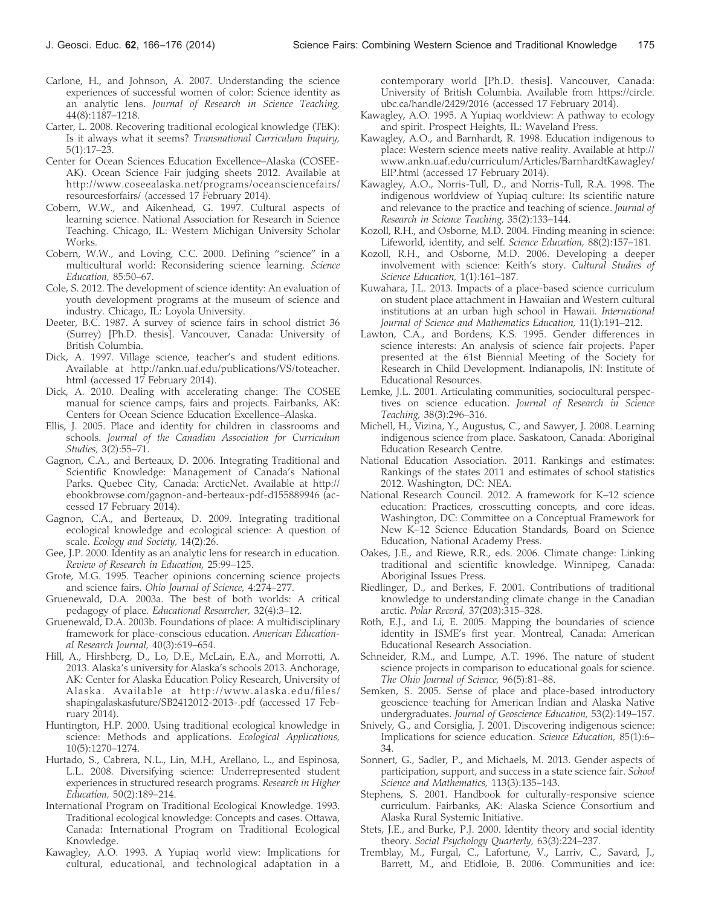Carlone, H., and Johnson, A. 2007. Understanding the science experiences of successful women of color: Science identity as an analytic lens. *Journal of Research in Science Teaching,* 44(8):1187–1218.

Carter, L. 2008. Recovering traditional ecological knowledge (TEK): Is it always what it seems? *Transnational Curriculum Inquiry,* 5(1):17–23.

Center for Ocean Sciences Education Excellence–Alaska (COSEE-AK). Ocean Science Fair judging sheets 2012. Available at http://www.coseealaska.net/programs/oceansciencefairs/resourcesforfairs/ (accessed 17 February 2014).

Cobern, W.W., and Aikenhead, G. 1997. Cultural aspects of learning science. National Association for Research in Science Teaching. Chicago, IL: Western Michigan University Scholar Works.

Cobern, W.W., and Loving, C.C. 2000. Defining "science" in a multicultural world: Reconsidering science learning. *Science Education,* 85:50–67.

Cole, S. 2012. The development of science identity: An evaluation of youth development programs at the museum of science and industry. Chicago, IL: Loyola University.

Deeter, B.C. 1987. A survey of science fairs in school district 36 (Surrey) [Ph.D. thesis]. Vancouver, Canada: University of British Columbia.

Dick, A. 1997. Village science, teacher's and student editions. Available at http://ankn.uaf.edu/publications/VS/toteacher.html (accessed 17 February 2014).

Dick, A. 2010. Dealing with accelerating change: The COSEE manual for science camps, fairs and projects. Fairbanks, AK: Centers for Ocean Science Education Excellence–Alaska.

Ellis, J. 2005. Place and identity for children in classrooms and schools. *Journal of the Canadian Association for Curriculum Studies,* 3(2):55–71.

Gagnon, C.A., and Berteaux, D. 2006. Integrating Traditional and Scientific Knowledge: Management of Canada's National Parks. Quebec City, Canada: ArcticNet. Available at http://ebookbrowse.com/gagnon-and-berteaux-pdf-d155889946 (accessed 17 February 2014).

Gagnon, C.A., and Berteaux, D. 2009. Integrating traditional ecological knowledge and ecological science: A question of scale. *Ecology and Society,* 14(2):26.

Gee, J.P. 2000. Identity as an analytic lens for research in education. *Review of Research in Education,* 25:99–125.

Grote, M.G. 1995. Teacher opinions concerning science projects and science fairs. *Ohio Journal of Science,* 4:274–277.

Gruenewald, D.A. 2003a. The best of both worlds: A critical pedagogy of place. *Educational Researcher,* 32(4):3–12.

Gruenewald, D.A. 2003b. Foundations of place: A multidisciplinary framework for place-conscious education. *American Educational Research Journal,* 40(3):619–654.

Hill, A., Hirshberg, D., Lo, D.E., McLain, E.A., and Morrotti, A. 2013. Alaska's university for Alaska's schools 2013. Anchorage, AK: Center for Alaska Education Policy Research, University of Alaska. Available at http://www.alaska.edu/files/shapingalaskasfuture/SB2412012-2013-.pdf (accessed 17 February 2014).

Huntington, H.P. 2000. Using traditional ecological knowledge in science: Methods and applications. *Ecological Applications,* 10(5):1270–1274.

Hurtado, S., Cabrera, N.L., Lin, M.H., Arellano, L., and Espinosa, L.L. 2008. Diversifying science: Underrepresented student experiences in structured research programs. *Research in Higher Education,* 50(2):189–214.

International Program on Traditional Ecological Knowledge. 1993. Traditional ecological knowledge: Concepts and cases. Ottawa, Canada: International Program on Traditional Ecological Knowledge.

Kawagley, A.O. 1993. A Yupiaq world view: Implications for cultural, educational, and technological adaptation in a contemporary world [Ph.D. thesis]. Vancouver, Canada: University of British Columbia. Available from https://circle.ubc.ca/handle/2429/2016 (accessed 17 February 2014).

Kawagley, A.O. 1995. A Yupiaq worldview: A pathway to ecology and spirit. Prospect Heights, IL: Waveland Press.

Kawagley, A.O., and Barnhardt, R. 1998. Education indigenous to place: Western science meets native reality. Available at http://www.ankn.uaf.edu/curriculum/Articles/BarnhardtKawagley/EIP.html (accessed 17 February 2014).

Kawagley, A.O., Norris-Tull, D., and Norris-Tull, R.A. 1998. The indigenous worldview of Yupiaq culture: Its scientific nature and relevance to the practice and teaching of science. *Journal of Research in Science Teaching,* 35(2):133–144.

Kozoll, R.H., and Osborne, M.D. 2004. Finding meaning in science: Lifeworld, identity, and self. *Science Education,* 88(2):157–181.

Kozoll, R.H., and Osborne, M.D. 2006. Developing a deeper involvement with science: Keith's story. *Cultural Studies of Science Education,* 1(1):161–187.

Kuwahara, J.L. 2013. Impacts of a place-based science curriculum on student place attachment in Hawaiian and Western cultural institutions at an urban high school in Hawaii. *International Journal of Science and Mathematics Education,* 11(1):191–212.

Lawton, C.A., and Bordens, K.S. 1995. Gender differences in science interests: An analysis of science fair projects. Paper presented at the 61st Biennial Meeting of the Society for Research in Child Development. Indianapolis, IN: Institute of Educational Resources.

Lemke, J.L. 2001. Articulating communities, sociocultural perspectives on science education. *Journal of Research in Science Teaching,* 38(3):296–316.

Michell, H., Vizina, Y., Augustus, C., and Sawyer, J. 2008. Learning indigenous science from place. Saskatoon, Canada: Aboriginal Education Research Centre.

National Education Association. 2011. Rankings and estimates: Rankings of the states 2011 and estimates of school statistics 2012. Washington, DC: NEA.

National Research Council. 2012. A framework for K–12 science education: Practices, crosscutting concepts, and core ideas. Washington, DC: Committee on a Conceptual Framework for New K–12 Science Education Standards, Board on Science Education, National Academy Press.

Oakes, J.E., and Riewe, R.R., eds. 2006. Climate change: Linking traditional and scientific knowledge. Winnipeg, Canada: Aboriginal Issues Press.

Riedlinger, D., and Berkes, F. 2001. Contributions of traditional knowledge to understanding climate change in the Canadian arctic. *Polar Record,* 37(203):315–328.

Roth, E.J., and Li, E. 2005. Mapping the boundaries of science identity in ISME's first year. Montreal, Canada: American Educational Research Association.

Schneider, R.M., and Lumpe, A.T. 1996. The nature of student science projects in comparison to educational goals for science. *The Ohio Journal of Science,* 96(5):81–88.

Semken, S. 2005. Sense of place and place-based introductory geoscience teaching for American Indian and Alaska Native undergraduates. *Journal of Geoscience Education,* 53(2):149–157.

Snively, G., and Corsiglia, J. 2001. Discovering indigenous science: Implications for science education. *Science Education,* 85(1):6–34.

Sonnert, G., Sadler, P., and Michaels, M. 2013. Gender aspects of participation, support, and success in a state science fair. *School Science and Mathematics,* 113(3):135–143.

Stephens, S. 2001. Handbook for culturally-responsive science curriculum. Fairbanks, AK: Alaska Science Consortium and Alaska Rural Systemic Initiative.

Stets, J.E., and Burke, P.J. 2000. Identity theory and social identity theory. *Social Psychology Quarterly,* 63(3):224–237.

Tremblay, M., Furgal, C., Lafortune, V., Larriv, C., Savard, J., Barrett, M., and Etidloie, B. 2006. Communities and ice: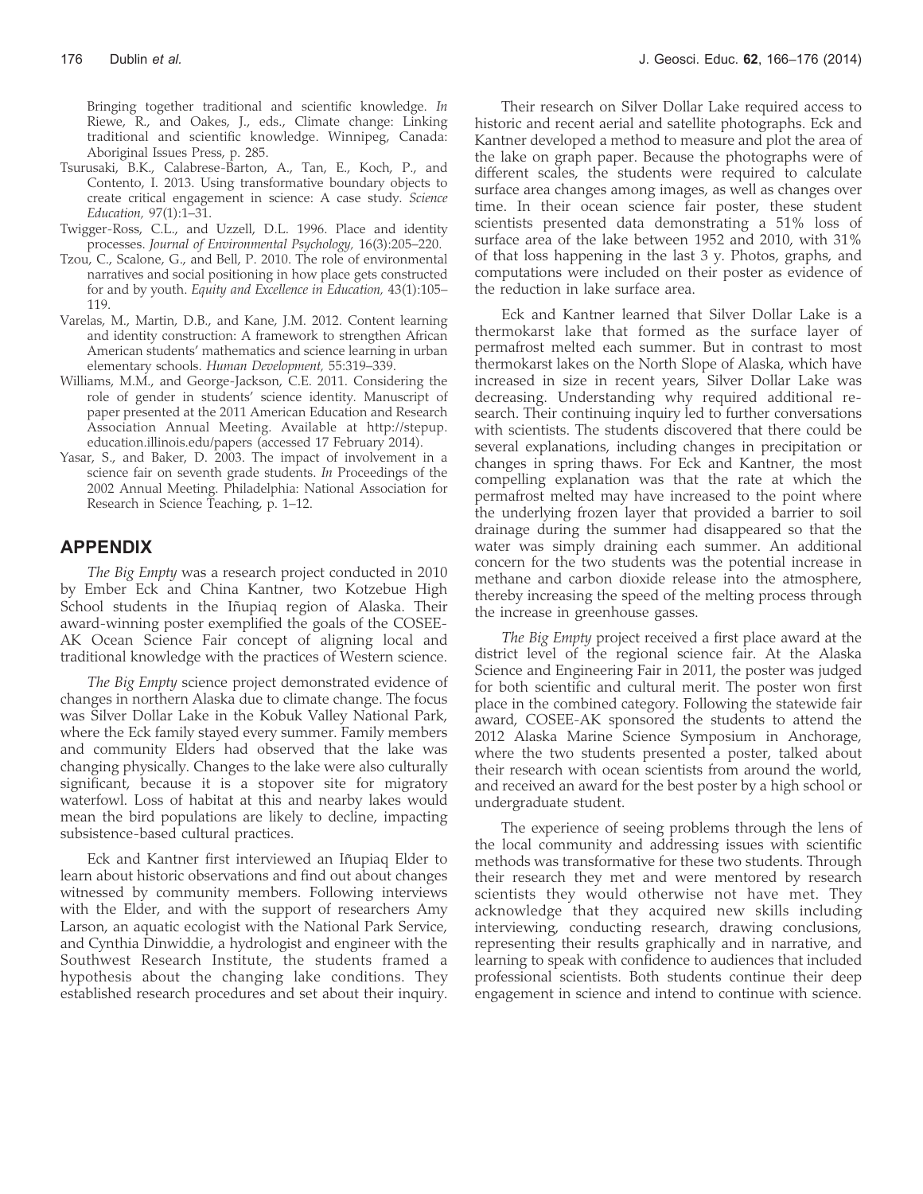Bringing together traditional and scientific knowledge. *In* Riewe, R., and Oakes, J., eds., Climate change: Linking traditional and scientific knowledge. Winnipeg, Canada: Aboriginal Issues Press, p. 285.

Tsurusaki, B.K., Calabrese-Barton, A., Tan, E., Koch, P., and Contento, I. 2013. Using transformative boundary objects to create critical engagement in science: A case study. *Science Education,* 97(1):1–31.

Twigger-Ross, C.L., and Uzzell, D.L. 1996. Place and identity processes. *Journal of Environmental Psychology,* 16(3):205–220.

Tzou, C., Scalone, G., and Bell, P. 2010. The role of environmental narratives and social positioning in how place gets constructed for and by youth. *Equity and Excellence in Education,* 43(1):105–119.

Varelas, M., Martin, D.B., and Kane, J.M. 2012. Content learning and identity construction: A framework to strengthen African American students' mathematics and science learning in urban elementary schools. *Human Development,* 55:319–339.

Williams, M.M., and George-Jackson, C.E. 2011. Considering the role of gender in students' science identity. Manuscript of paper presented at the 2011 American Education and Research Association Annual Meeting. Available at http://stepup.education.illinois.edu/papers (accessed 17 February 2014).

Yasar, S., and Baker, D. 2003. The impact of involvement in a science fair on seventh grade students. *In* Proceedings of the 2002 Annual Meeting. Philadelphia: National Association for Research in Science Teaching, p. 1–12.

## APPENDIX

*The Big Empty* was a research project conducted in 2010 by Ember Eck and China Kantner, two Kotzebue High School students in the Iñupiaq region of Alaska. Their award-winning poster exemplified the goals of the COSEE-AK Ocean Science Fair concept of aligning local and traditional knowledge with the practices of Western science.

*The Big Empty* science project demonstrated evidence of changes in northern Alaska due to climate change. The focus was Silver Dollar Lake in the Kobuk Valley National Park, where the Eck family stayed every summer. Family members and community Elders had observed that the lake was changing physically. Changes to the lake were also culturally significant, because it is a stopover site for migratory waterfowl. Loss of habitat at this and nearby lakes would mean the bird populations are likely to decline, impacting subsistence-based cultural practices.

Eck and Kantner first interviewed an Iñupiaq Elder to learn about historic observations and find out about changes witnessed by community members. Following interviews with the Elder, and with the support of researchers Amy Larson, an aquatic ecologist with the National Park Service, and Cynthia Dinwiddie, a hydrologist and engineer with the Southwest Research Institute, the students framed a hypothesis about the changing lake conditions. They established research procedures and set about their inquiry.

Their research on Silver Dollar Lake required access to historic and recent aerial and satellite photographs. Eck and Kantner developed a method to measure and plot the area of the lake on graph paper. Because the photographs were of different scales, the students were required to calculate surface area changes among images, as well as changes over time. In their ocean science fair poster, these student scientists presented data demonstrating a 51% loss of surface area of the lake between 1952 and 2010, with 31% of that loss happening in the last 3 y. Photos, graphs, and computations were included on their poster as evidence of the reduction in lake surface area.

Eck and Kantner learned that Silver Dollar Lake is a thermokarst lake that formed as the surface layer of permafrost melted each summer. But in contrast to most thermokarst lakes on the North Slope of Alaska, which have increased in size in recent years, Silver Dollar Lake was decreasing. Understanding why required additional research. Their continuing inquiry led to further conversations with scientists. The students discovered that there could be several explanations, including changes in precipitation or changes in spring thaws. For Eck and Kantner, the most compelling explanation was that the rate at which the permafrost melted may have increased to the point where the underlying frozen layer that provided a barrier to soil drainage during the summer had disappeared so that the water was simply draining each summer. An additional concern for the two students was the potential increase in methane and carbon dioxide release into the atmosphere, thereby increasing the speed of the melting process through the increase in greenhouse gasses.

*The Big Empty* project received a first place award at the district level of the regional science fair. At the Alaska Science and Engineering Fair in 2011, the poster was judged for both scientific and cultural merit. The poster won first place in the combined category. Following the statewide fair award, COSEE-AK sponsored the students to attend the 2012 Alaska Marine Science Symposium in Anchorage, where the two students presented a poster, talked about their research with ocean scientists from around the world, and received an award for the best poster by a high school or undergraduate student.

The experience of seeing problems through the lens of the local community and addressing issues with scientific methods was transformative for these two students. Through their research they met and were mentored by research scientists they would otherwise not have met. They acknowledge that they acquired new skills including interviewing, conducting research, drawing conclusions, representing their results graphically and in narrative, and learning to speak with confidence to audiences that included professional scientists. Both students continue their deep engagement in science and intend to continue with science.